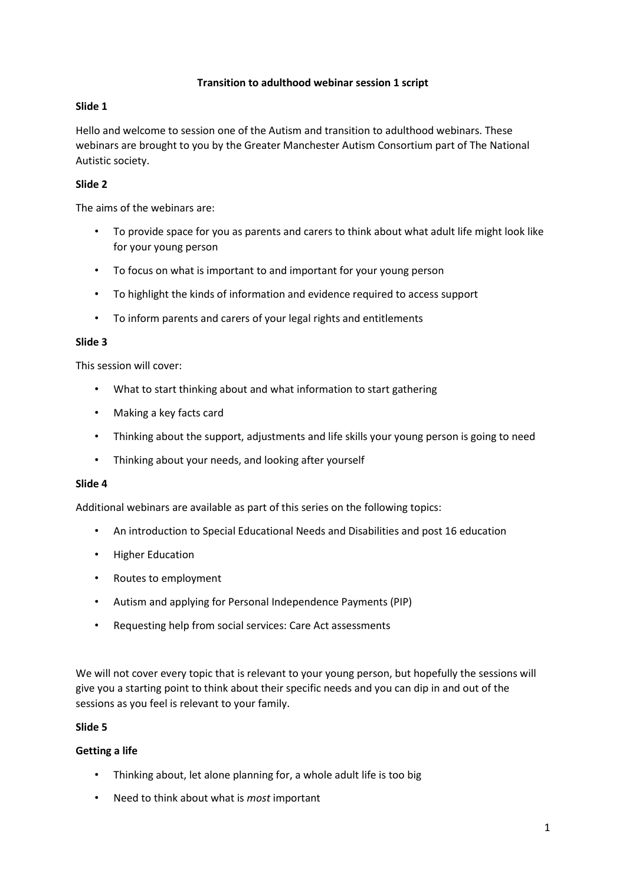# Transition to adulthood webinar session 1 script

**Slide 1**

Hello and welcome to session one of the Autism and transition to adulthood webinars. These webinars are brought to you by the Greater Manchester Autism Consortium part of The National Autistic society.

**Slide 2**

The aims of the webinars are:

- To provide space for you as parents and carers to think about what adult life might look like for your young person
- To focus on what is important to and important for your young person
- To highlight the kinds of information and evidence required to access support
- To inform parents and carers of your legal rights and entitlements

**Slide 3**

This session will cover:

- What to start thinking about and what information to start gathering
- Making a key facts card
- Thinking about the support, adjustments and life skills your young person is going to need
- Thinking about your needs, and looking after yourself

**Slide 4**

Additional webinars are available as part of this series on the following topics:

- An introduction to Special Educational Needs and Disabilities and post 16 education
- Higher Education
- Routes to employment
- Autism and applying for Personal Independence Payments (PIP)
- Requesting help from social services: Care Act assessments

We will not cover every topic that is relevant to your young person, but hopefully the sessions will give you a starting point to think about their specific needs and you can dip in and out of the sessions as you feel is relevant to your family.

**Slide 5**

**Getting a life**

- Thinking about, let alone planning for, a whole adult life is too big
- Need to think about what is *most* important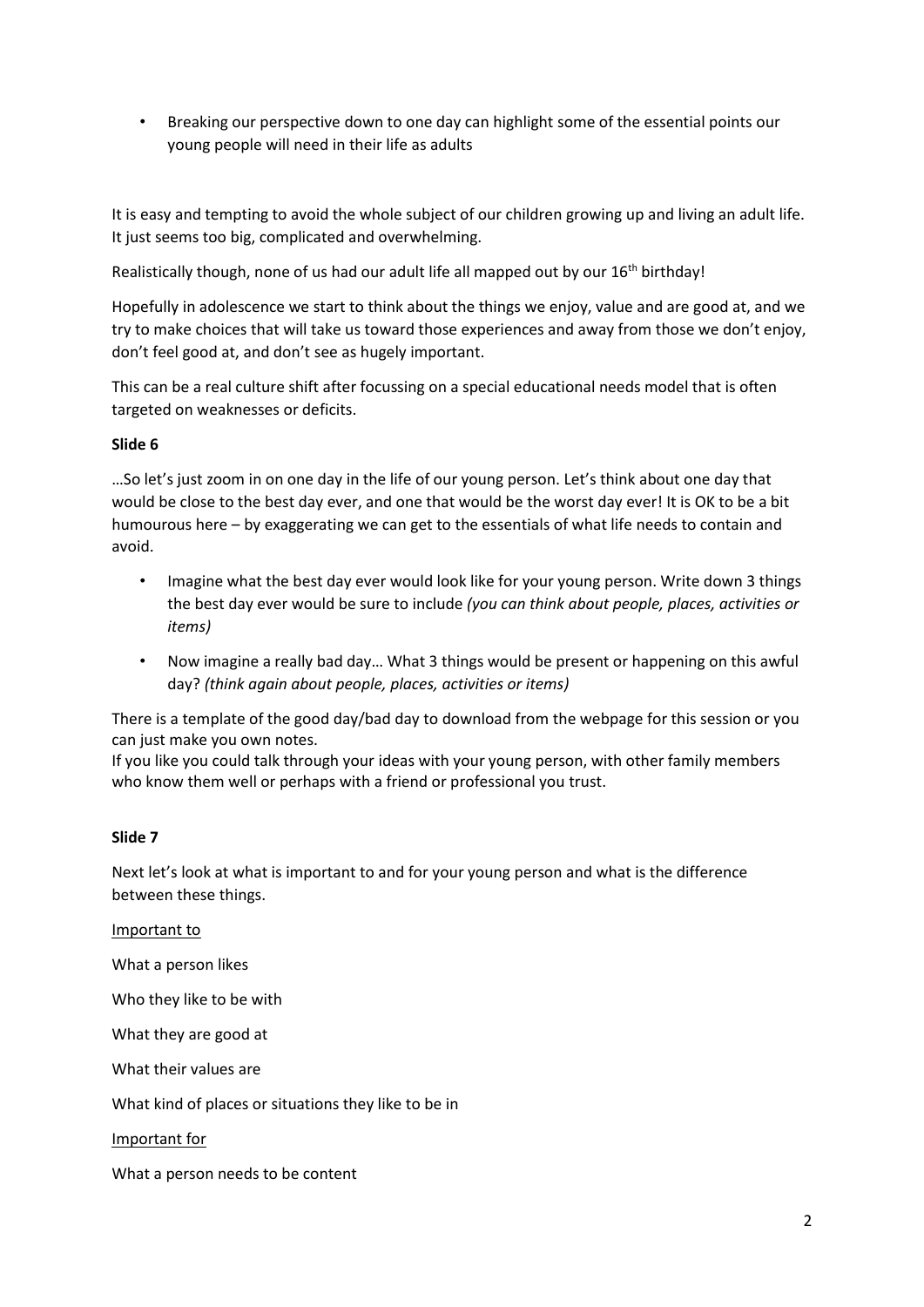- Breaking our perspective down to one day can highlight some of the essential points our young people will need in their life as adults

It is easy and tempting to avoid the whole subject of our children growing up and living an adult life. It just seems too big, complicated and overwhelming.

Realistically though, none of us had our adult life all mapped out by our 16th birthday!

Hopefully in adolescence we start to think about the things we enjoy, value and are good at, and we try to make choices that will take us toward those experiences and away from those we don't enjoy, don't feel good at, and don't see as hugely important.

This can be a real culture shift after focussing on a special educational needs model that is often targeted on weaknesses or deficits.

**Slide 6**

…So let's just zoom in on one day in the life of our young person. Let's think about one day that would be close to the best day ever, and one that would be the worst day ever! It is OK to be a bit humourous here – by exaggerating we can get to the essentials of what life needs to contain and avoid.

- Imagine what the best day ever would look like for your young person. Write down 3 things the best day ever would be sure to include *(you can think about people, places, activities or items)*
- Now imagine a really bad day… What 3 things would be present or happening on this awful day? *(think again about people, places, activities or items)*

There is a template of the good day/bad day to download from the webpage for this session or you can just make you own notes.
If you like you could talk through your ideas with your young person, with other family members who know them well or perhaps with a friend or professional you trust.

**Slide 7**

Next let's look at what is important to and for your young person and what is the difference between these things.

<u>Important to</u>

What a person likes

Who they like to be with

What they are good at

What their values are

What kind of places or situations they like to be in

<u>Important for</u>

What a person needs to be content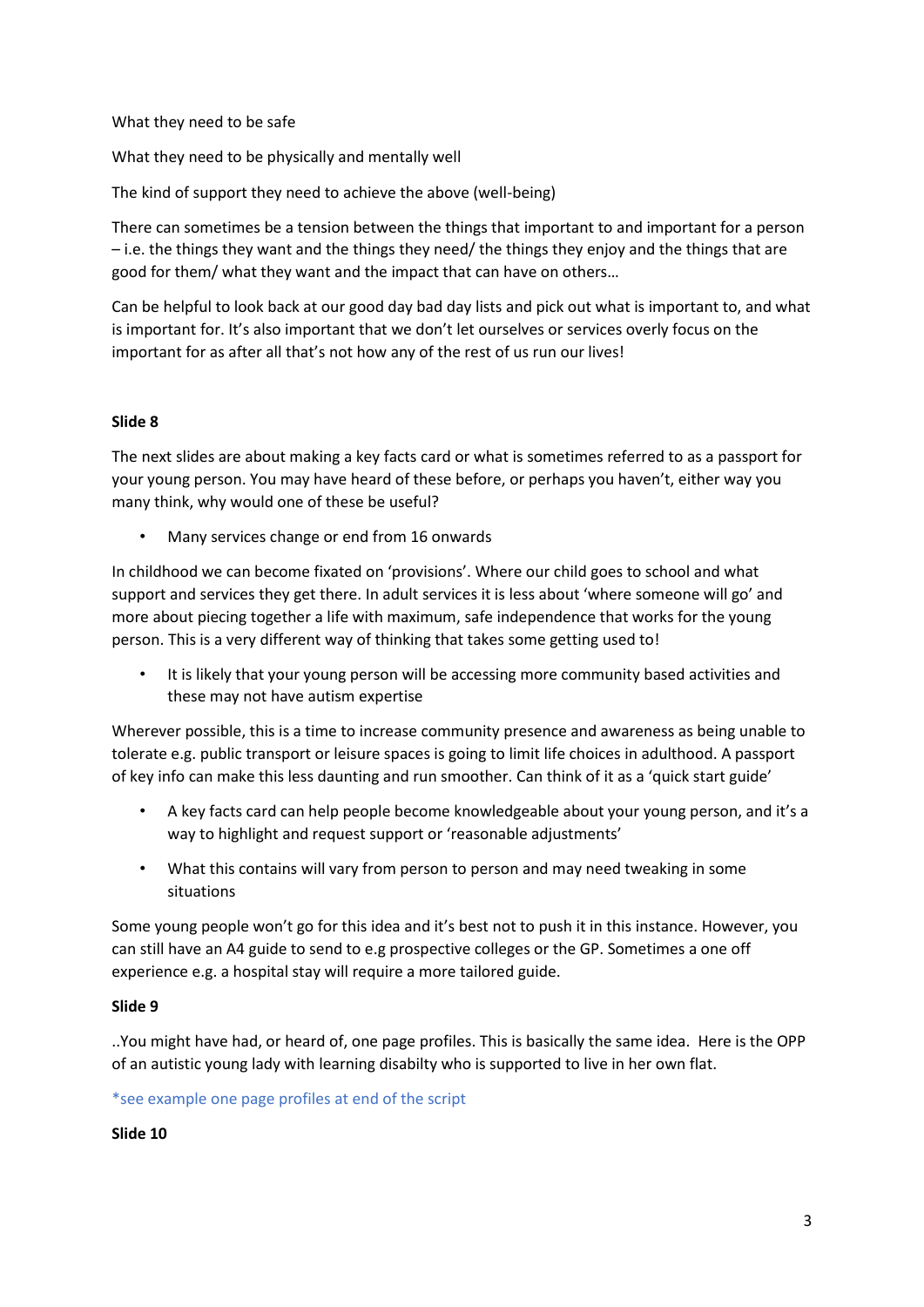What they need to be safe

What they need to be physically and mentally well

The kind of support they need to achieve the above (well-being)

There can sometimes be a tension between the things that important to and important for a person – i.e. the things they want and the things they need/ the things they enjoy and the things that are good for them/ what they want and the impact that can have on others…

Can be helpful to look back at our good day bad day lists and pick out what is important to, and what is important for. It's also important that we don't let ourselves or services overly focus on the important for as after all that's not how any of the rest of us run our lives!

**Slide 8**

The next slides are about making a key facts card or what is sometimes referred to as a passport for your young person. You may have heard of these before, or perhaps you haven't, either way you many think, why would one of these be useful?

- Many services change or end from 16 onwards

In childhood we can become fixated on 'provisions'. Where our child goes to school and what support and services they get there. In adult services it is less about 'where someone will go' and more about piecing together a life with maximum, safe independence that works for the young person. This is a very different way of thinking that takes some getting used to!

- It is likely that your young person will be accessing more community based activities and these may not have autism expertise

Wherever possible, this is a time to increase community presence and awareness as being unable to tolerate e.g. public transport or leisure spaces is going to limit life choices in adulthood. A passport of key info can make this less daunting and run smoother. Can think of it as a 'quick start guide'

- A key facts card can help people become knowledgeable about your young person, and it's a way to highlight and request support or 'reasonable adjustments'
- What this contains will vary from person to person and may need tweaking in some situations

Some young people won't go for this idea and it's best not to push it in this instance. However, you can still have an A4 guide to send to e.g prospective colleges or the GP. Sometimes a one off experience e.g. a hospital stay will require a more tailored guide.

**Slide 9**

..You might have had, or heard of, one page profiles. This is basically the same idea. Here is the OPP of an autistic young lady with learning disabilty who is supported to live in her own flat.

*see example one page profiles at end of the script

**Slide 10**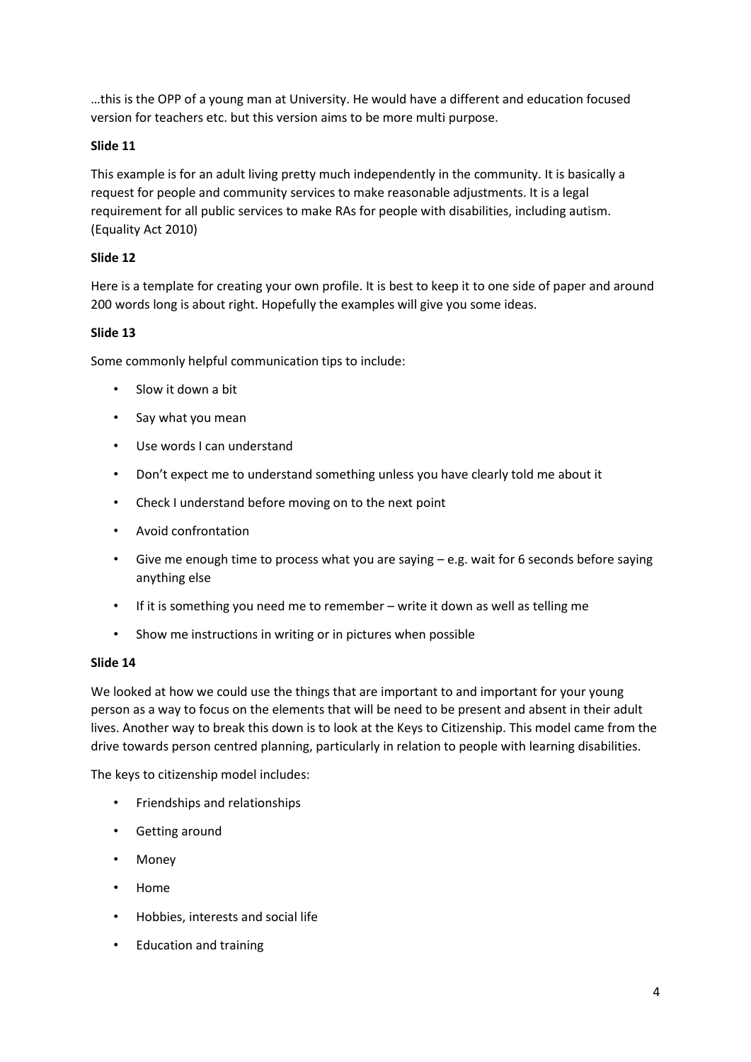…this is the OPP of a young man at University. He would have a different and education focused version for teachers etc. but this version aims to be more multi purpose.

**Slide 11**

This example is for an adult living pretty much independently in the community. It is basically a request for people and community services to make reasonable adjustments. It is a legal requirement for all public services to make RAs for people with disabilities, including autism. (Equality Act 2010)

**Slide 12**

Here is a template for creating your own profile. It is best to keep it to one side of paper and around 200 words long is about right. Hopefully the examples will give you some ideas.

**Slide 13**

Some commonly helpful communication tips to include:

- Slow it down a bit
- Say what you mean
- Use words I can understand
- Don't expect me to understand something unless you have clearly told me about it
- Check I understand before moving on to the next point
- Avoid confrontation
- Give me enough time to process what you are saying – e.g. wait for 6 seconds before saying anything else
- If it is something you need me to remember – write it down as well as telling me
- Show me instructions in writing or in pictures when possible

**Slide 14**

We looked at how we could use the things that are important to and important for your young person as a way to focus on the elements that will be need to be present and absent in their adult lives. Another way to break this down is to look at the Keys to Citizenship. This model came from the drive towards person centred planning, particularly in relation to people with learning disabilities.

The keys to citizenship model includes:

- Friendships and relationships
- Getting around
- Money
- Home
- Hobbies, interests and social life
- Education and training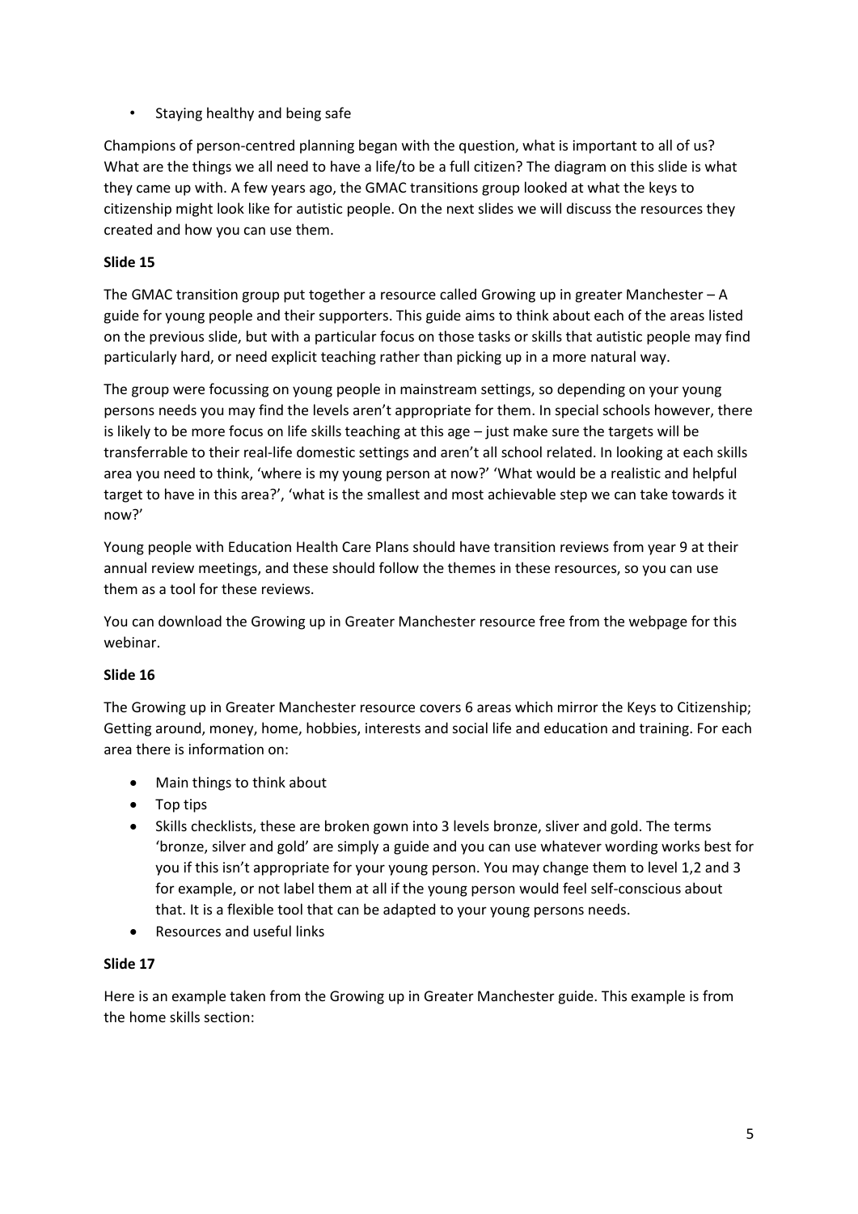- Staying healthy and being safe

Champions of person-centred planning began with the question, what is important to all of us? What are the things we all need to have a life/to be a full citizen? The diagram on this slide is what they came up with. A few years ago, the GMAC transitions group looked at what the keys to citizenship might look like for autistic people. On the next slides we will discuss the resources they created and how you can use them.

**Slide 15**

The GMAC transition group put together a resource called Growing up in greater Manchester – A guide for young people and their supporters. This guide aims to think about each of the areas listed on the previous slide, but with a particular focus on those tasks or skills that autistic people may find particularly hard, or need explicit teaching rather than picking up in a more natural way.

The group were focussing on young people in mainstream settings, so depending on your young persons needs you may find the levels aren't appropriate for them. In special schools however, there is likely to be more focus on life skills teaching at this age – just make sure the targets will be transferrable to their real-life domestic settings and aren't all school related. In looking at each skills area you need to think, 'where is my young person at now?' 'What would be a realistic and helpful target to have in this area?', 'what is the smallest and most achievable step we can take towards it now?'

Young people with Education Health Care Plans should have transition reviews from year 9 at their annual review meetings, and these should follow the themes in these resources, so you can use them as a tool for these reviews.

You can download the Growing up in Greater Manchester resource free from the webpage for this webinar.

**Slide 16**

The Growing up in Greater Manchester resource covers 6 areas which mirror the Keys to Citizenship; Getting around, money, home, hobbies, interests and social life and education and training. For each area there is information on:

- Main things to think about
- Top tips
- Skills checklists, these are broken gown into 3 levels bronze, sliver and gold. The terms 'bronze, silver and gold' are simply a guide and you can use whatever wording works best for you if this isn't appropriate for your young person. You may change them to level 1,2 and 3 for example, or not label them at all if the young person would feel self-conscious about that. It is a flexible tool that can be adapted to your young persons needs.
- Resources and useful links

**Slide 17**

Here is an example taken from the Growing up in Greater Manchester guide. This example is from the home skills section: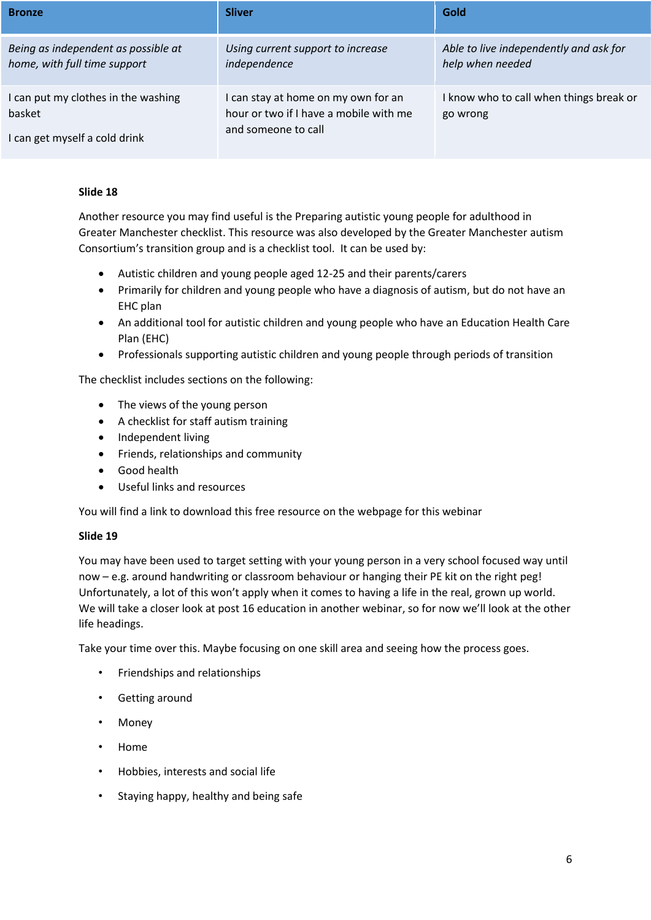| Bronze | Sliver | Gold |
|---|---|---|
| *Being as independent as possible at home, with full time support* | *Using current support to increase independence* | *Able to live independently and ask for help when needed* |
| I can put my clothes in the washing basket<br><br>I can get myself a cold drink | I can stay at home on my own for an hour or two if I have a mobile with me and someone to call | I know who to call when things break or go wrong |

**Slide 18**

Another resource you may find useful is the Preparing autistic young people for adulthood in Greater Manchester checklist. This resource was also developed by the Greater Manchester autism Consortium's transition group and is a checklist tool.  It can be used by:

- Autistic children and young people aged 12-25 and their parents/carers
- Primarily for children and young people who have a diagnosis of autism, but do not have an EHC plan
- An additional tool for autistic children and young people who have an Education Health Care Plan (EHC)
- Professionals supporting autistic children and young people through periods of transition

The checklist includes sections on the following:

- The views of the young person
- A checklist for staff autism training
- Independent living
- Friends, relationships and community
- Good health
- Useful links and resources

You will find a link to download this free resource on the webpage for this webinar

**Slide 19**

You may have been used to target setting with your young person in a very school focused way until now – e.g. around handwriting or classroom behaviour or hanging their PE kit on the right peg! Unfortunately, a lot of this won't apply when it comes to having a life in the real, grown up world. We will take a closer look at post 16 education in another webinar, so for now we'll look at the other life headings.

Take your time over this. Maybe focusing on one skill area and seeing how the process goes.

- Friendships and relationships
- Getting around
- Money
- Home
- Hobbies, interests and social life
- Staying happy, healthy and being safe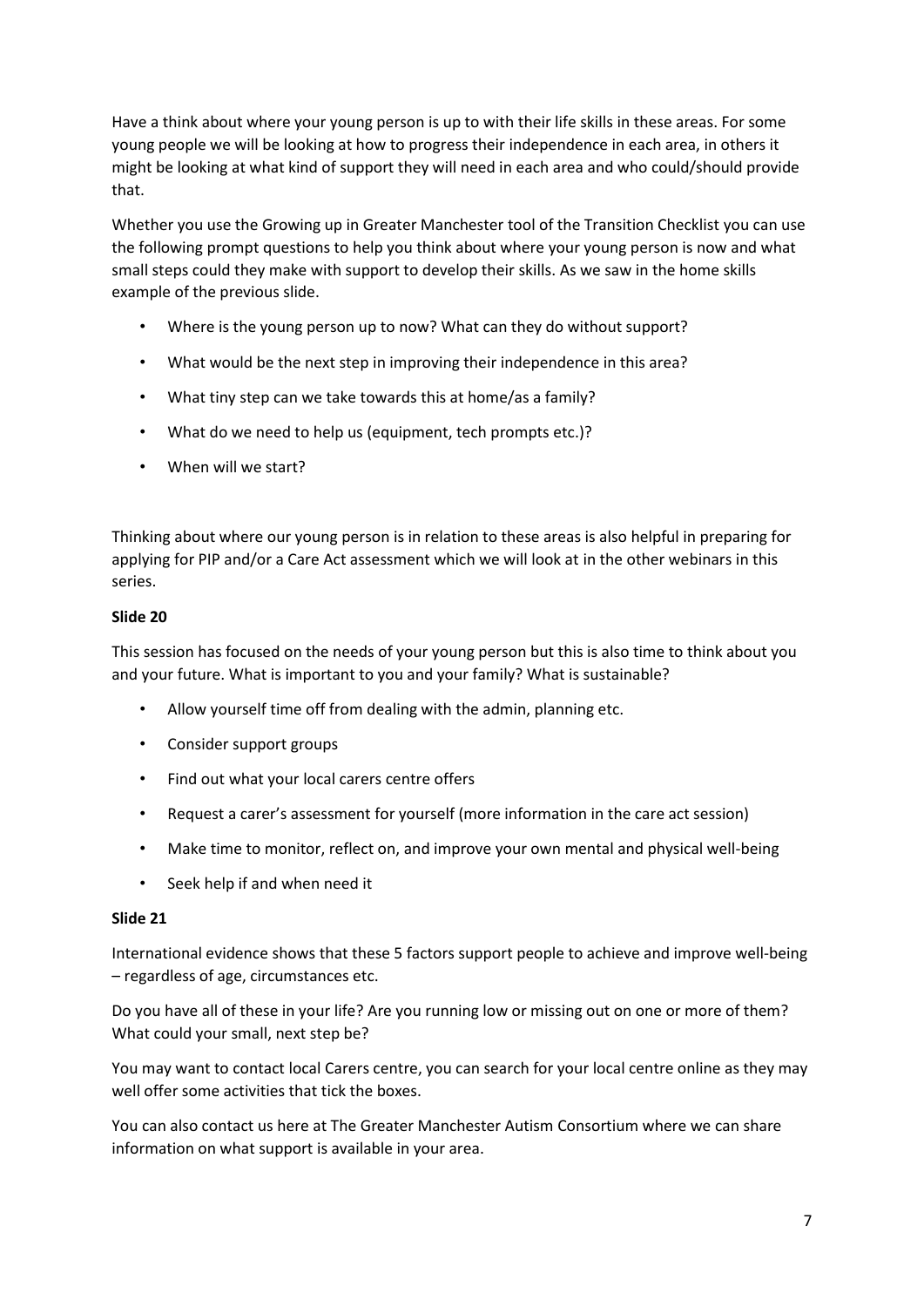Have a think about where your young person is up to with their life skills in these areas. For some young people we will be looking at how to progress their independence in each area, in others it might be looking at what kind of support they will need in each area and who could/should provide that.

Whether you use the Growing up in Greater Manchester tool of the Transition Checklist you can use the following prompt questions to help you think about where your young person is now and what small steps could they make with support to develop their skills. As we saw in the home skills example of the previous slide.

- Where is the young person up to now? What can they do without support?
- What would be the next step in improving their independence in this area?
- What tiny step can we take towards this at home/as a family?
- What do we need to help us (equipment, tech prompts etc.)?
- When will we start?

Thinking about where our young person is in relation to these areas is also helpful in preparing for applying for PIP and/or a Care Act assessment which we will look at in the other webinars in this series.

**Slide 20**

This session has focused on the needs of your young person but this is also time to think about you and your future. What is important to you and your family? What is sustainable?

- Allow yourself time off from dealing with the admin, planning etc.
- Consider support groups
- Find out what your local carers centre offers
- Request a carer's assessment for yourself (more information in the care act session)
- Make time to monitor, reflect on, and improve your own mental and physical well-being
- Seek help if and when need it

**Slide 21**

International evidence shows that these 5 factors support people to achieve and improve well-being – regardless of age, circumstances etc.

Do you have all of these in your life? Are you running low or missing out on one or more of them? What could your small, next step be?

You may want to contact local Carers centre, you can search for your local centre online as they may well offer some activities that tick the boxes.

You can also contact us here at The Greater Manchester Autism Consortium where we can share information on what support is available in your area.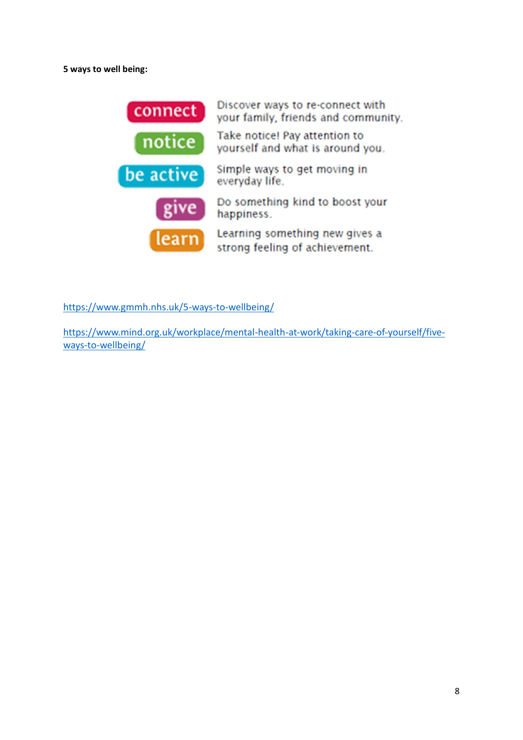**5 ways to well being:**

**connect** Discover ways to re-connect with your family, friends and community.

**notice** Take notice! Pay attention to yourself and what is around you.

**be active** Simple ways to get moving in everyday life.

**give** Do something kind to boost your happiness.

**learn** Learning something new gives a strong feeling of achievement.

https://www.gmmh.nhs.uk/5-ways-to-wellbeing/

https://www.mind.org.uk/workplace/mental-health-at-work/taking-care-of-yourself/five-ways-to-wellbeing/